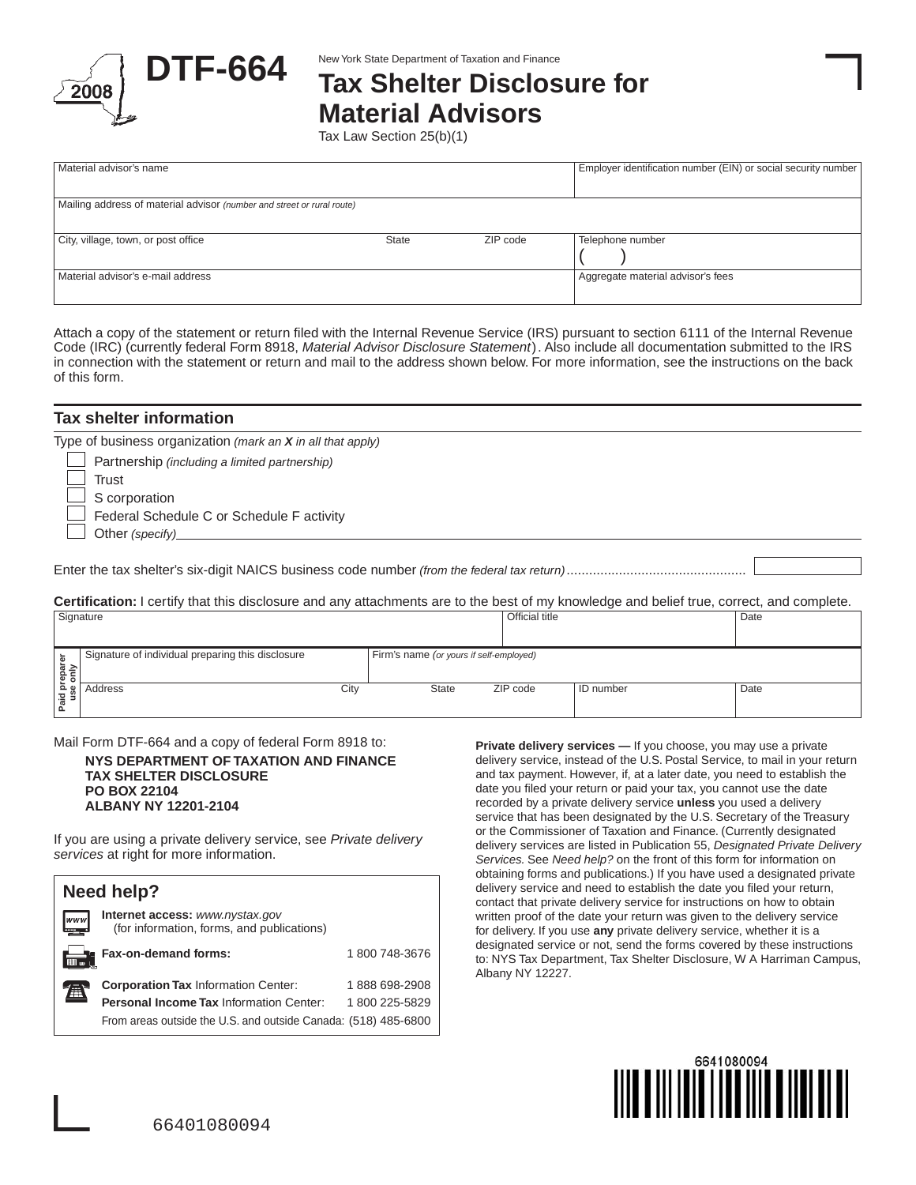# DTF-664

2008

New York State Department of Taxation and Finance

## Tax Shelter Disclosure for Material Advisors

Tax Law Section 25(b)(1)

| Material advisor's name | | | Employer identification number (EIN) or social security number |
|---|---|---|---|
| Mailing address of material advisor *(number and street or rural route)* | | | |
| City, village, town, or post office | State | ZIP code | Telephone number ( ) |
| Material advisor's e-mail address | | | Aggregate material advisor's fees |

Attach a copy of the statement or return filed with the Internal Revenue Service (IRS) pursuant to section 6111 of the Internal Revenue Code (IRC) (currently federal Form 8918, *Material Advisor Disclosure Statement*). Also include all documentation submitted to the IRS in connection with the statement or return and mail to the address shown below. For more information, see the instructions on the back of this form.

## Tax shelter information

Type of business organization *(mark an **X** in all that apply)*

- ☐ Partnership *(including a limited partnership)*
- ☐ Trust
- ☐ S corporation
- ☐ Federal Schedule C or Schedule F activity
- ☐ Other *(specify)* ____________

Enter the tax shelter's six-digit NAICS business code number *(from the federal tax return)* ................................................ ______

**Certification:** I certify that this disclosure and any attachments are to the best of my knowledge and belief true, correct, and complete.

| Signature | | | | Official title | | Date |
|---|---|---|---|---|---|---|
| **Paid preparer use only** — Signature of individual preparing this disclosure | | Firm's name *(or yours if self-employed)* | | | | |
| Address | City | State | ZIP code | | ID number | Date |

Mail Form DTF-664 and a copy of federal Form 8918 to:

**NYS DEPARTMENT OF TAXATION AND FINANCE**
**TAX SHELTER DISCLOSURE**
**PO BOX 22104**
**ALBANY NY 12201-2104**

If you are using a private delivery service, see *Private delivery services* at right for more information.

### Need help?

**Internet access:** *www.nystax.gov* (for information, forms, and publications)

**Fax-on-demand forms:** 1 800 748-3676

**Corporation Tax** Information Center: 1 888 698-2908

**Personal Income Tax** Information Center: 1 800 225-5829

From areas outside the U.S. and outside Canada: (518) 485-6800

**Private delivery services —** If you choose, you may use a private delivery service, instead of the U.S. Postal Service, to mail in your return and tax payment. However, if, at a later date, you need to establish the date you filed your return or paid your tax, you cannot use the date recorded by a private delivery service **unless** you used a delivery service that has been designated by the U.S. Secretary of the Treasury or the Commissioner of Taxation and Finance. (Currently designated delivery services are listed in Publication 55, *Designated Private Delivery Services.* See *Need help?* on the front of this form for information on obtaining forms and publications.) If you have used a designated private delivery service and need to establish the date you filed your return, contact that private delivery service for instructions on how to obtain written proof of the date your return was given to the delivery service for delivery. If you use **any** private delivery service, whether it is a designated service or not, send the forms covered by these instructions to: NYS Tax Department, Tax Shelter Disclosure, W A Harriman Campus, Albany NY 12227.

6641080094

66401080094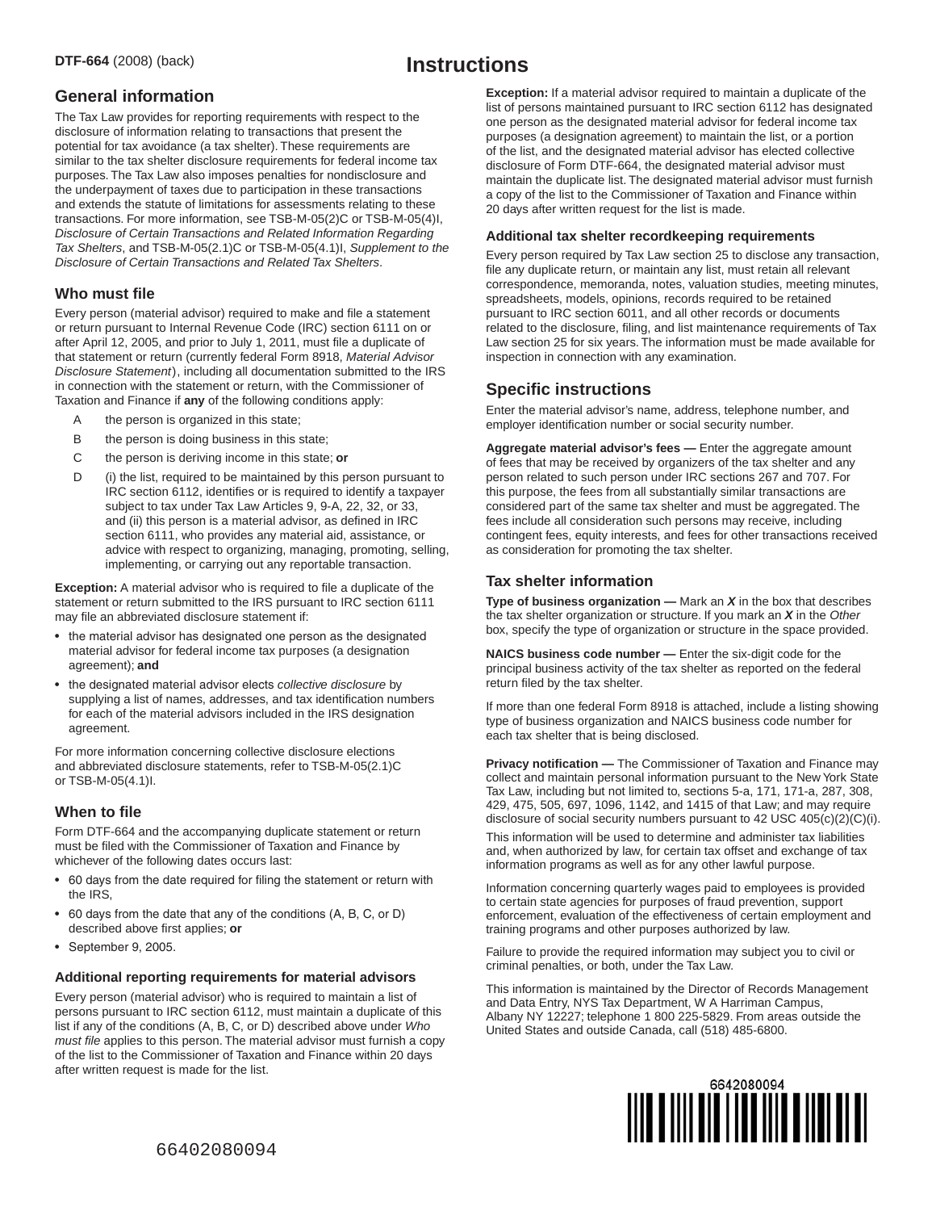# Instructions

## General information

The Tax Law provides for reporting requirements with respect to the disclosure of information relating to transactions that present the potential for tax avoidance (a tax shelter). These requirements are similar to the tax shelter disclosure requirements for federal income tax purposes. The Tax Law also imposes penalties for nondisclosure and the underpayment of taxes due to participation in these transactions and extends the statute of limitations for assessments relating to these transactions. For more information, see TSB-M-05(2)C or TSB-M-05(4)I, *Disclosure of Certain Transactions and Related Information Regarding Tax Shelters*, and TSB-M-05(2.1)C or TSB-M-05(4.1)I, *Supplement to the Disclosure of Certain Transactions and Related Tax Shelters*.

## Who must file

Every person (material advisor) required to make and file a statement or return pursuant to Internal Revenue Code (IRC) section 6111 on or after April 12, 2005, and prior to July 1, 2011, must file a duplicate of that statement or return (currently federal Form 8918, *Material Advisor Disclosure Statement*), including all documentation submitted to the IRS in connection with the statement or return, with the Commissioner of Taxation and Finance if **any** of the following conditions apply:

- A the person is organized in this state;
- B the person is doing business in this state;
- C the person is deriving income in this state; **or**
- D (i) the list, required to be maintained by this person pursuant to IRC section 6112, identifies or is required to identify a taxpayer subject to tax under Tax Law Articles 9, 9-A, 22, 32, or 33, and (ii) this person is a material advisor, as defined in IRC section 6111, who provides any material aid, assistance, or advice with respect to organizing, managing, promoting, selling, implementing, or carrying out any reportable transaction.

**Exception:** A material advisor who is required to file a duplicate of the statement or return submitted to the IRS pursuant to IRC section 6111 may file an abbreviated disclosure statement if:

- the material advisor has designated one person as the designated material advisor for federal income tax purposes (a designation agreement); **and**
- the designated material advisor elects *collective disclosure* by supplying a list of names, addresses, and tax identification numbers for each of the material advisors included in the IRS designation agreement.

For more information concerning collective disclosure elections and abbreviated disclosure statements, refer to TSB-M-05(2.1)C or TSB-M-05(4.1)I.

## When to file

Form DTF-664 and the accompanying duplicate statement or return must be filed with the Commissioner of Taxation and Finance by whichever of the following dates occurs last:

- 60 days from the date required for filing the statement or return with the IRS,
- 60 days from the date that any of the conditions (A, B, C, or D) described above first applies; **or**
- September 9, 2005.

### Additional reporting requirements for material advisors

Every person (material advisor) who is required to maintain a list of persons pursuant to IRC section 6112, must maintain a duplicate of this list if any of the conditions (A, B, C, or D) described above under *Who must file* applies to this person. The material advisor must furnish a copy of the list to the Commissioner of Taxation and Finance within 20 days after written request is made for the list.

**Exception:** If a material advisor required to maintain a duplicate of the list of persons maintained pursuant to IRC section 6112 has designated one person as the designated material advisor for federal income tax purposes (a designation agreement) to maintain the list, or a portion of the list, and the designated material advisor has elected collective disclosure of Form DTF-664, the designated material advisor must maintain the duplicate list. The designated material advisor must furnish a copy of the list to the Commissioner of Taxation and Finance within 20 days after written request for the list is made.

### Additional tax shelter recordkeeping requirements

Every person required by Tax Law section 25 to disclose any transaction, file any duplicate return, or maintain any list, must retain all relevant correspondence, memoranda, notes, valuation studies, meeting minutes, spreadsheets, models, opinions, records required to be retained pursuant to IRC section 6011, and all other records or documents related to the disclosure, filing, and list maintenance requirements of Tax Law section 25 for six years. The information must be made available for inspection in connection with any examination.

## Specific instructions

Enter the material advisor's name, address, telephone number, and employer identification number or social security number.

**Aggregate material advisor's fees —** Enter the aggregate amount of fees that may be received by organizers of the tax shelter and any person related to such person under IRC sections 267 and 707. For this purpose, the fees from all substantially similar transactions are considered part of the same tax shelter and must be aggregated. The fees include all consideration such persons may receive, including contingent fees, equity interests, and fees for other transactions received as consideration for promoting the tax shelter.

### Tax shelter information

**Type of business organization —** Mark an ***X*** in the box that describes the tax shelter organization or structure. If you mark an ***X*** in the *Other* box, specify the type of organization or structure in the space provided.

**NAICS business code number —** Enter the six-digit code for the principal business activity of the tax shelter as reported on the federal return filed by the tax shelter.

If more than one federal Form 8918 is attached, include a listing showing type of business organization and NAICS business code number for each tax shelter that is being disclosed.

**Privacy notification —** The Commissioner of Taxation and Finance may collect and maintain personal information pursuant to the New York State Tax Law, including but not limited to, sections 5-a, 171, 171-a, 287, 308, 429, 475, 505, 697, 1096, 1142, and 1415 of that Law; and may require disclosure of social security numbers pursuant to 42 USC 405(c)(2)(C)(i).

This information will be used to determine and administer tax liabilities and, when authorized by law, for certain tax offset and exchange of tax information programs as well as for any other lawful purpose.

Information concerning quarterly wages paid to employees is provided to certain state agencies for purposes of fraud prevention, support enforcement, evaluation of the effectiveness of certain employment and training programs and other purposes authorized by law.

Failure to provide the required information may subject you to civil or criminal penalties, or both, under the Tax Law.

This information is maintained by the Director of Records Management and Data Entry, NYS Tax Department, W A Harriman Campus, Albany NY 12227; telephone 1 800 225-5829. From areas outside the United States and outside Canada, call (518) 485-6800.